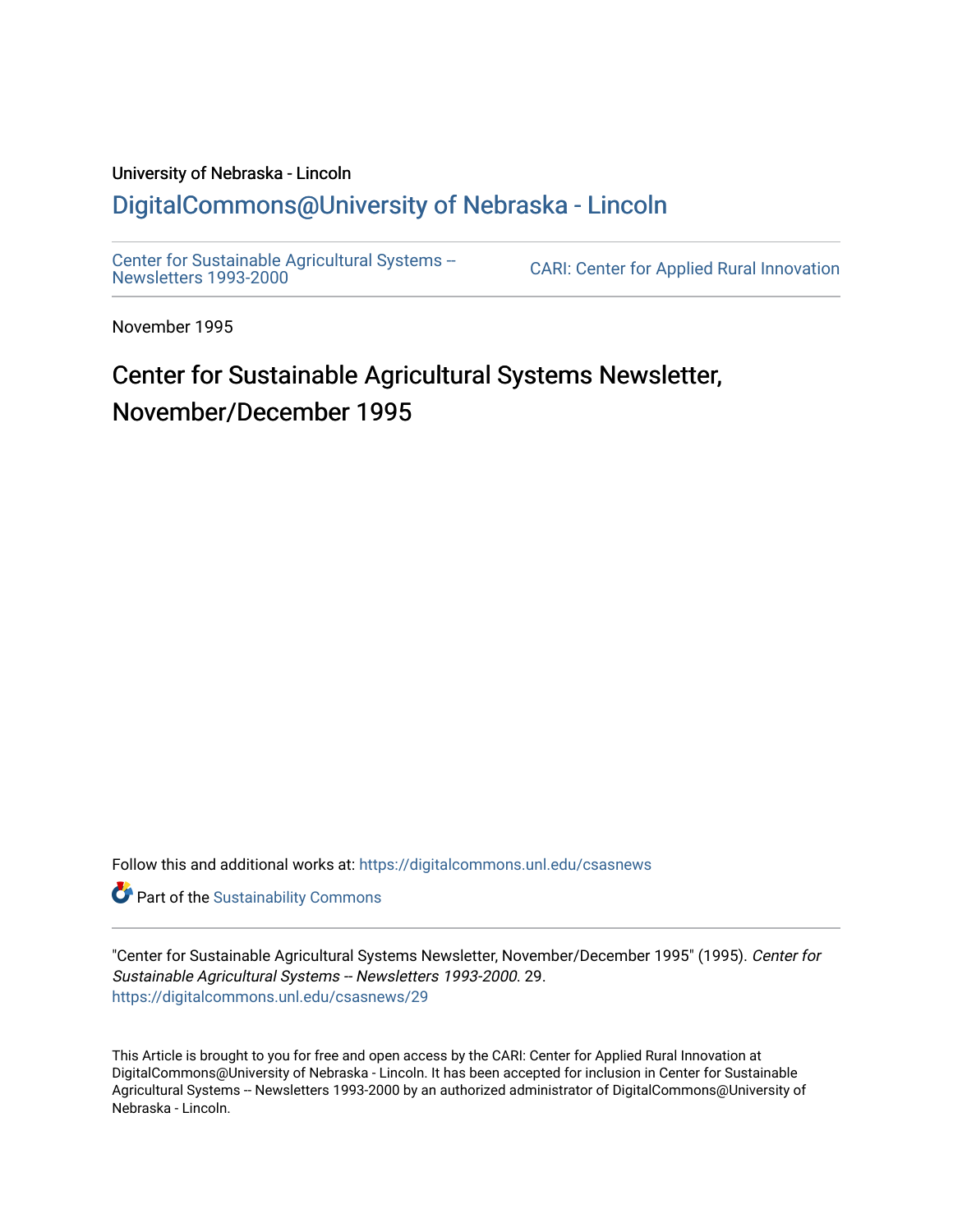University of Nebraska - Lincoln

DigitalCommons@University of Nebraska - Lincoln

Center for Sustainable Agricultural Systems -- Newsletters 1993-2000

CARI: Center for Applied Rural Innovation

November 1995

# Center for Sustainable Agricultural Systems Newsletter, November/December 1995

Follow this and additional works at: https://digitalcommons.unl.edu/csasnews

Part of the Sustainability Commons

"Center for Sustainable Agricultural Systems Newsletter, November/December 1995" (1995). *Center for Sustainable Agricultural Systems -- Newsletters 1993-2000*. 29.
https://digitalcommons.unl.edu/csasnews/29

This Article is brought to you for free and open access by the CARI: Center for Applied Rural Innovation at DigitalCommons@University of Nebraska - Lincoln. It has been accepted for inclusion in Center for Sustainable Agricultural Systems -- Newsletters 1993-2000 by an authorized administrator of DigitalCommons@University of Nebraska - Lincoln.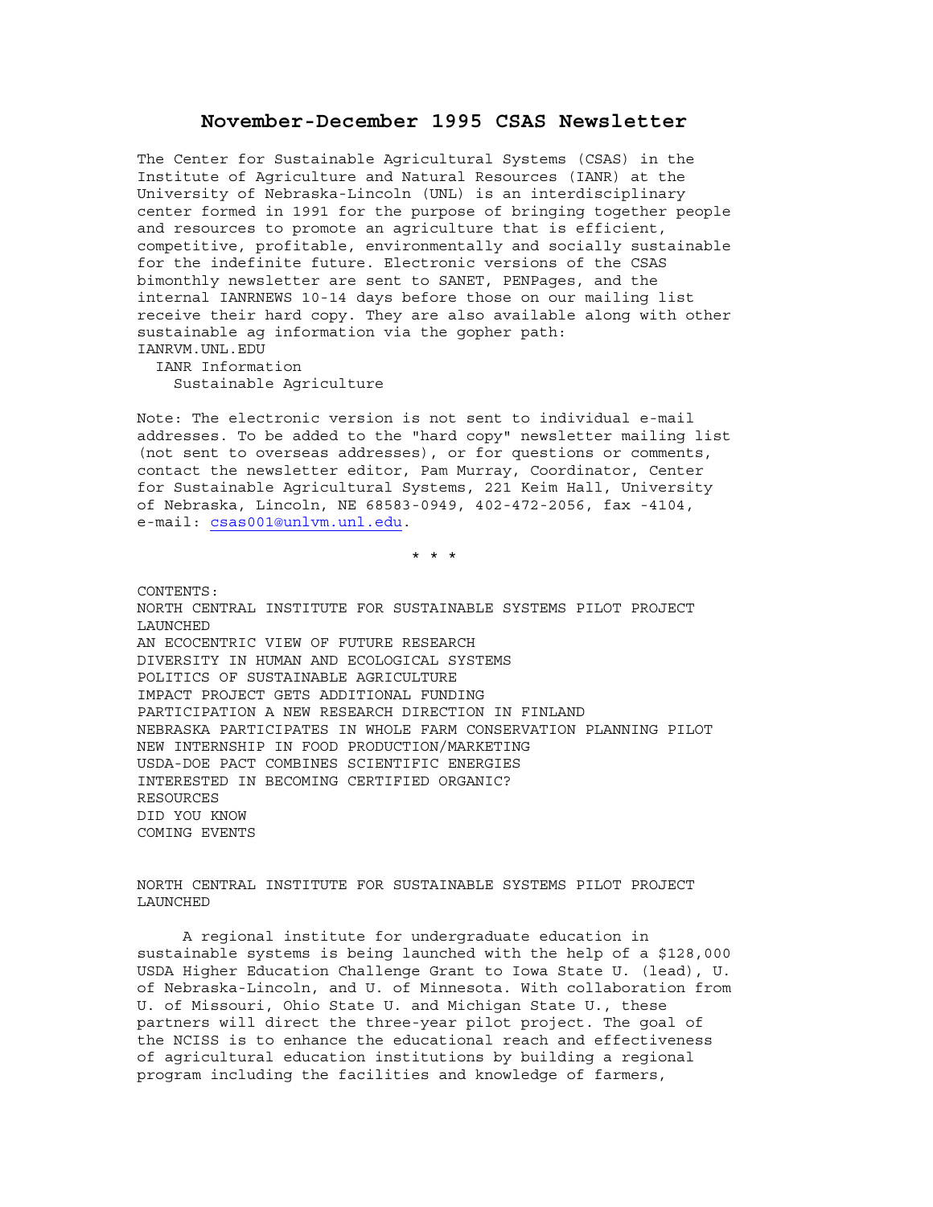# November-December 1995 CSAS Newsletter

The Center for Sustainable Agricultural Systems (CSAS) in the Institute of Agriculture and Natural Resources (IANR) at the University of Nebraska-Lincoln (UNL) is an interdisciplinary center formed in 1991 for the purpose of bringing together people and resources to promote an agriculture that is efficient, competitive, profitable, environmentally and socially sustainable for the indefinite future. Electronic versions of the CSAS bimonthly newsletter are sent to SANET, PENPages, and the internal IANRNEWS 10-14 days before those on our mailing list receive their hard copy. They are also available along with other sustainable ag information via the gopher path:

IANRVM.UNL.EDU
  IANR Information
    Sustainable Agriculture

Note: The electronic version is not sent to individual e-mail addresses. To be added to the "hard copy" newsletter mailing list (not sent to overseas addresses), or for questions or comments, contact the newsletter editor, Pam Murray, Coordinator, Center for Sustainable Agricultural Systems, 221 Keim Hall, University of Nebraska, Lincoln, NE 68583-0949, 402-472-2056, fax -4104, e-mail: csas001@unlvm.unl.edu.

* * *

CONTENTS:
NORTH CENTRAL INSTITUTE FOR SUSTAINABLE SYSTEMS PILOT PROJECT LAUNCHED
AN ECOCENTRIC VIEW OF FUTURE RESEARCH
DIVERSITY IN HUMAN AND ECOLOGICAL SYSTEMS
POLITICS OF SUSTAINABLE AGRICULTURE
IMPACT PROJECT GETS ADDITIONAL FUNDING
PARTICIPATION A NEW RESEARCH DIRECTION IN FINLAND
NEBRASKA PARTICIPATES IN WHOLE FARM CONSERVATION PLANNING PILOT
NEW INTERNSHIP IN FOOD PRODUCTION/MARKETING
USDA-DOE PACT COMBINES SCIENTIFIC ENERGIES
INTERESTED IN BECOMING CERTIFIED ORGANIC?
RESOURCES
DID YOU KNOW
COMING EVENTS

## NORTH CENTRAL INSTITUTE FOR SUSTAINABLE SYSTEMS PILOT PROJECT LAUNCHED

A regional institute for undergraduate education in sustainable systems is being launched with the help of a $128,000 USDA Higher Education Challenge Grant to Iowa State U. (lead), U. of Nebraska-Lincoln, and U. of Minnesota. With collaboration from U. of Missouri, Ohio State U. and Michigan State U., these partners will direct the three-year pilot project. The goal of the NCISS is to enhance the educational reach and effectiveness of agricultural education institutions by building a regional program including the facilities and knowledge of farmers,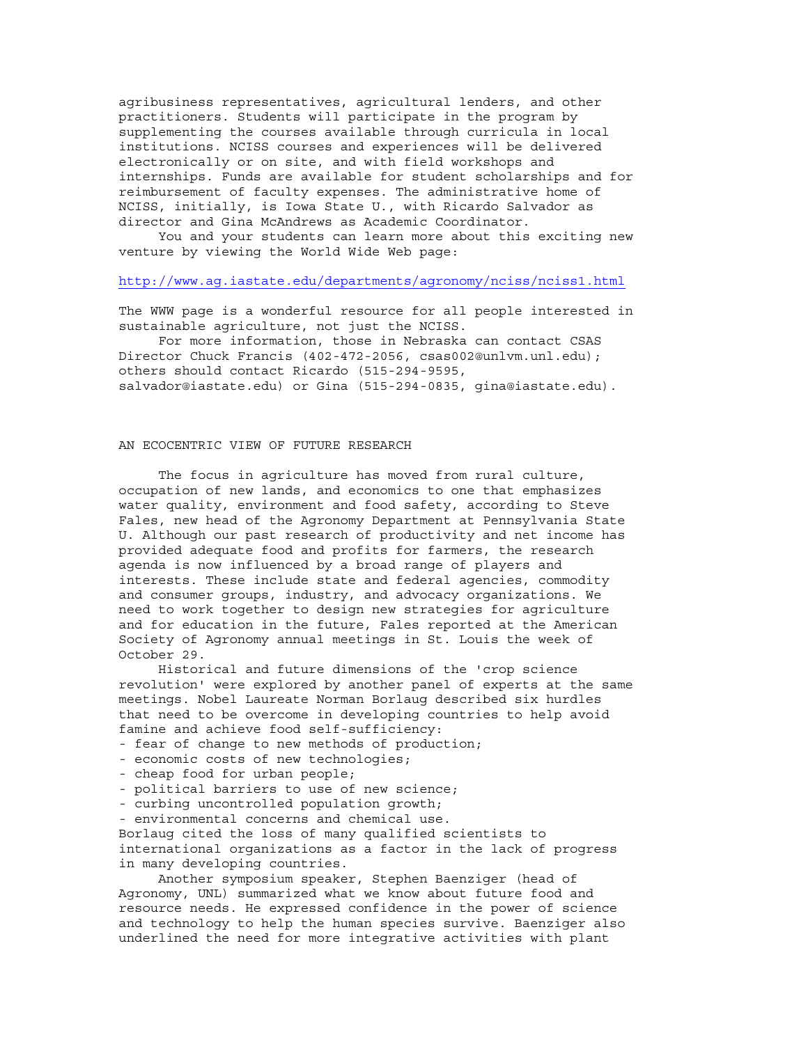agribusiness representatives, agricultural lenders, and other practitioners. Students will participate in the program by supplementing the courses available through curricula in local institutions. NCISS courses and experiences will be delivered electronically or on site, and with field workshops and internships. Funds are available for student scholarships and for reimbursement of faculty expenses. The administrative home of NCISS, initially, is Iowa State U., with Ricardo Salvador as director and Gina McAndrews as Academic Coordinator.

You and your students can learn more about this exciting new venture by viewing the World Wide Web page:

http://www.ag.iastate.edu/departments/agronomy/nciss/nciss1.html

The WWW page is a wonderful resource for all people interested in sustainable agriculture, not just the NCISS.

For more information, those in Nebraska can contact CSAS Director Chuck Francis (402-472-2056, csas002@unlvm.unl.edu); others should contact Ricardo (515-294-9595, salvador@iastate.edu) or Gina (515-294-0835, gina@iastate.edu).

## AN ECOCENTRIC VIEW OF FUTURE RESEARCH

The focus in agriculture has moved from rural culture, occupation of new lands, and economics to one that emphasizes water quality, environment and food safety, according to Steve Fales, new head of the Agronomy Department at Pennsylvania State U. Although our past research of productivity and net income has provided adequate food and profits for farmers, the research agenda is now influenced by a broad range of players and interests. These include state and federal agencies, commodity and consumer groups, industry, and advocacy organizations. We need to work together to design new strategies for agriculture and for education in the future, Fales reported at the American Society of Agronomy annual meetings in St. Louis the week of October 29.

Historical and future dimensions of the 'crop science revolution' were explored by another panel of experts at the same meetings. Nobel Laureate Norman Borlaug described six hurdles that need to be overcome in developing countries to help avoid famine and achieve food self-sufficiency:

- fear of change to new methods of production;
- economic costs of new technologies;
- cheap food for urban people;
- political barriers to use of new science;
- curbing uncontrolled population growth;
- environmental concerns and chemical use.

Borlaug cited the loss of many qualified scientists to international organizations as a factor in the lack of progress in many developing countries.

Another symposium speaker, Stephen Baenziger (head of Agronomy, UNL) summarized what we know about future food and resource needs. He expressed confidence in the power of science and technology to help the human species survive. Baenziger also underlined the need for more integrative activities with plant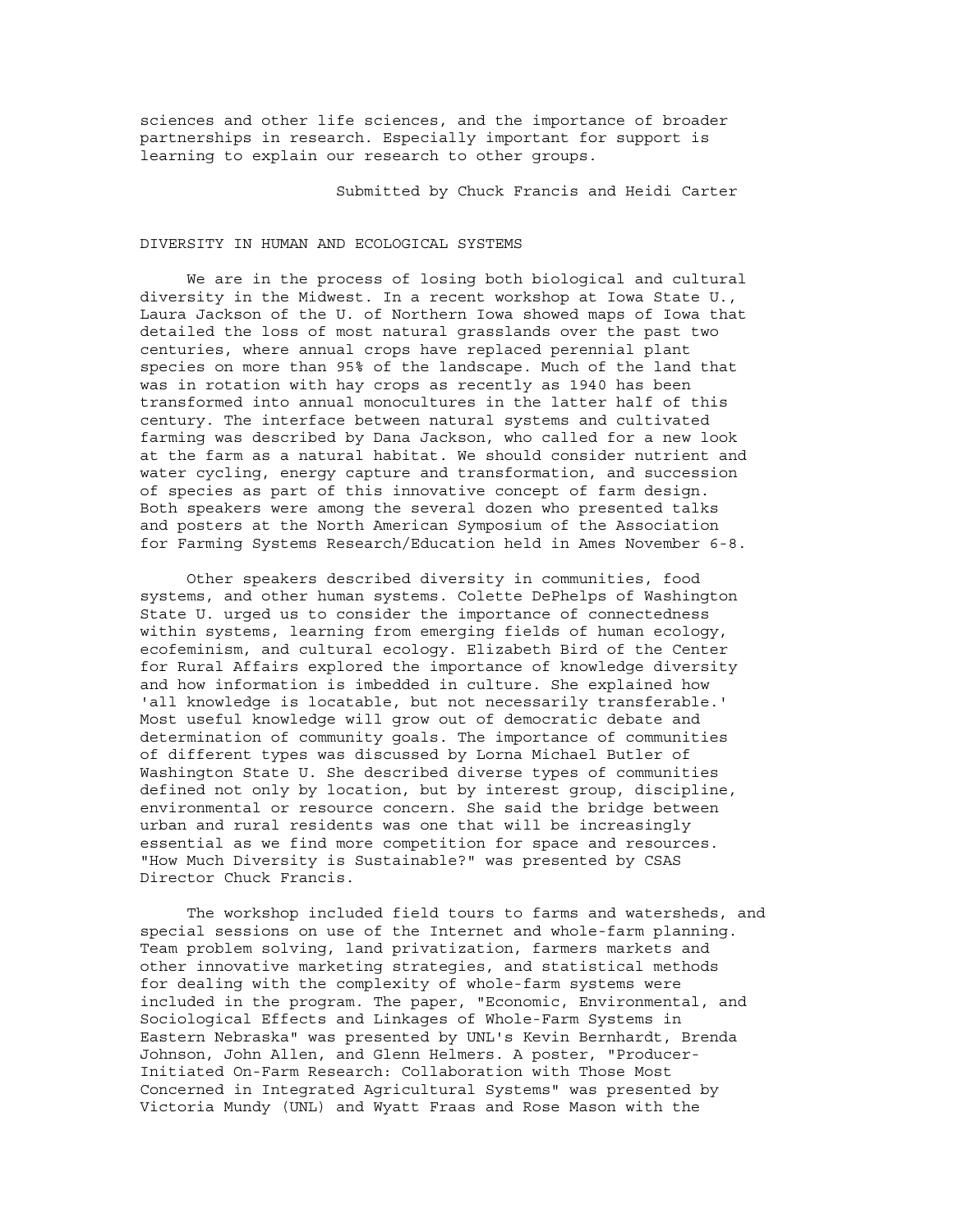sciences and other life sciences, and the importance of broader partnerships in research. Especially important for support is learning to explain our research to other groups.

Submitted by Chuck Francis and Heidi Carter

## DIVERSITY IN HUMAN AND ECOLOGICAL SYSTEMS

We are in the process of losing both biological and cultural diversity in the Midwest. In a recent workshop at Iowa State U., Laura Jackson of the U. of Northern Iowa showed maps of Iowa that detailed the loss of most natural grasslands over the past two centuries, where annual crops have replaced perennial plant species on more than 95% of the landscape. Much of the land that was in rotation with hay crops as recently as 1940 has been transformed into annual monocultures in the latter half of this century. The interface between natural systems and cultivated farming was described by Dana Jackson, who called for a new look at the farm as a natural habitat. We should consider nutrient and water cycling, energy capture and transformation, and succession of species as part of this innovative concept of farm design. Both speakers were among the several dozen who presented talks and posters at the North American Symposium of the Association for Farming Systems Research/Education held in Ames November 6-8.

Other speakers described diversity in communities, food systems, and other human systems. Colette DePhelps of Washington State U. urged us to consider the importance of connectedness within systems, learning from emerging fields of human ecology, ecofeminism, and cultural ecology. Elizabeth Bird of the Center for Rural Affairs explored the importance of knowledge diversity and how information is imbedded in culture. She explained how 'all knowledge is locatable, but not necessarily transferable.' Most useful knowledge will grow out of democratic debate and determination of community goals. The importance of communities of different types was discussed by Lorna Michael Butler of Washington State U. She described diverse types of communities defined not only by location, but by interest group, discipline, environmental or resource concern. She said the bridge between urban and rural residents was one that will be increasingly essential as we find more competition for space and resources. "How Much Diversity is Sustainable?" was presented by CSAS Director Chuck Francis.

The workshop included field tours to farms and watersheds, and special sessions on use of the Internet and whole-farm planning. Team problem solving, land privatization, farmers markets and other innovative marketing strategies, and statistical methods for dealing with the complexity of whole-farm systems were included in the program. The paper, "Economic, Environmental, and Sociological Effects and Linkages of Whole-Farm Systems in Eastern Nebraska" was presented by UNL's Kevin Bernhardt, Brenda Johnson, John Allen, and Glenn Helmers. A poster, "Producer-Initiated On-Farm Research: Collaboration with Those Most Concerned in Integrated Agricultural Systems" was presented by Victoria Mundy (UNL) and Wyatt Fraas and Rose Mason with the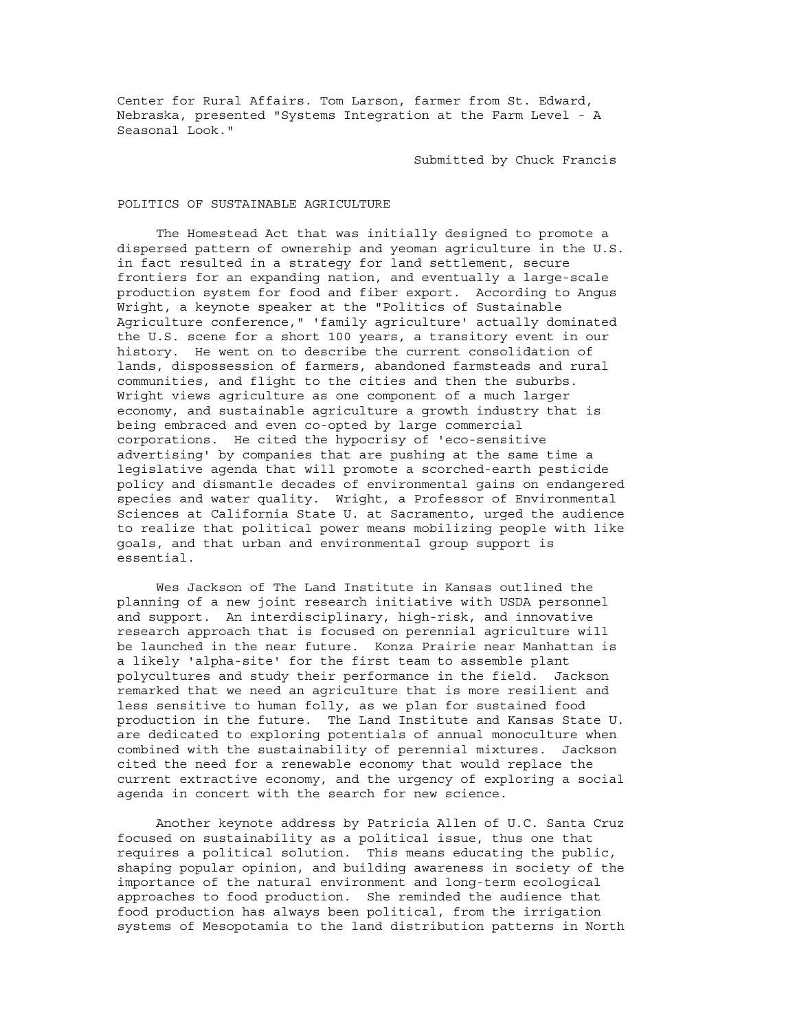Center for Rural Affairs. Tom Larson, farmer from St. Edward, Nebraska, presented "Systems Integration at the Farm Level - A Seasonal Look."

Submitted by Chuck Francis

## POLITICS OF SUSTAINABLE AGRICULTURE

The Homestead Act that was initially designed to promote a dispersed pattern of ownership and yeoman agriculture in the U.S. in fact resulted in a strategy for land settlement, secure frontiers for an expanding nation, and eventually a large-scale production system for food and fiber export. According to Angus Wright, a keynote speaker at the "Politics of Sustainable Agriculture conference," 'family agriculture' actually dominated the U.S. scene for a short 100 years, a transitory event in our history. He went on to describe the current consolidation of lands, dispossession of farmers, abandoned farmsteads and rural communities, and flight to the cities and then the suburbs. Wright views agriculture as one component of a much larger economy, and sustainable agriculture a growth industry that is being embraced and even co-opted by large commercial corporations. He cited the hypocrisy of 'eco-sensitive advertising' by companies that are pushing at the same time a legislative agenda that will promote a scorched-earth pesticide policy and dismantle decades of environmental gains on endangered species and water quality. Wright, a Professor of Environmental Sciences at California State U. at Sacramento, urged the audience to realize that political power means mobilizing people with like goals, and that urban and environmental group support is essential.

Wes Jackson of The Land Institute in Kansas outlined the planning of a new joint research initiative with USDA personnel and support. An interdisciplinary, high-risk, and innovative research approach that is focused on perennial agriculture will be launched in the near future. Konza Prairie near Manhattan is a likely 'alpha-site' for the first team to assemble plant polycultures and study their performance in the field. Jackson remarked that we need an agriculture that is more resilient and less sensitive to human folly, as we plan for sustained food production in the future. The Land Institute and Kansas State U. are dedicated to exploring potentials of annual monoculture when combined with the sustainability of perennial mixtures. Jackson cited the need for a renewable economy that would replace the current extractive economy, and the urgency of exploring a social agenda in concert with the search for new science.

Another keynote address by Patricia Allen of U.C. Santa Cruz focused on sustainability as a political issue, thus one that requires a political solution. This means educating the public, shaping popular opinion, and building awareness in society of the importance of the natural environment and long-term ecological approaches to food production. She reminded the audience that food production has always been political, from the irrigation systems of Mesopotamia to the land distribution patterns in North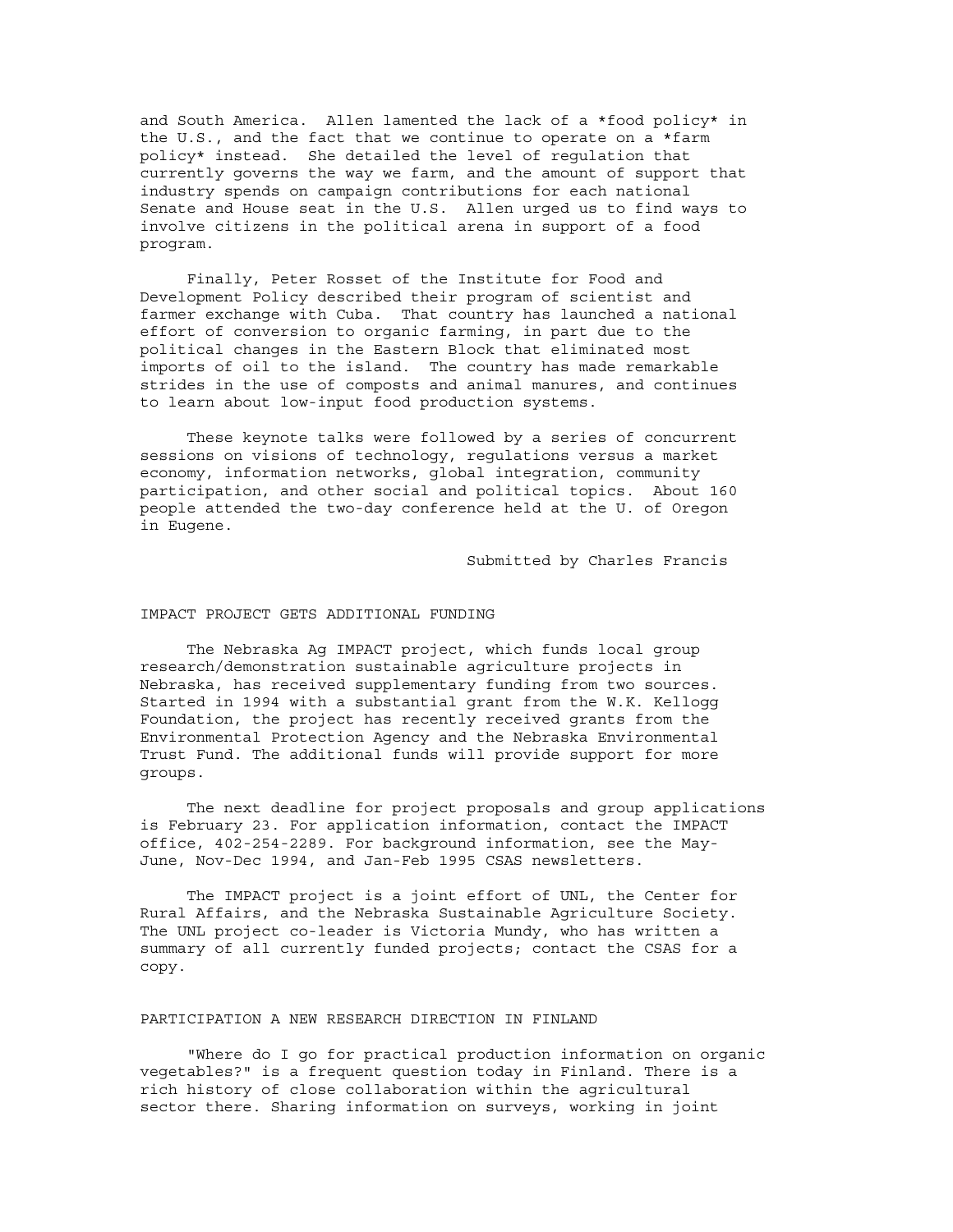and South America. Allen lamented the lack of a *food policy* in the U.S., and the fact that we continue to operate on a *farm policy* instead. She detailed the level of regulation that currently governs the way we farm, and the amount of support that industry spends on campaign contributions for each national Senate and House seat in the U.S. Allen urged us to find ways to involve citizens in the political arena in support of a food program.

Finally, Peter Rosset of the Institute for Food and Development Policy described their program of scientist and farmer exchange with Cuba. That country has launched a national effort of conversion to organic farming, in part due to the political changes in the Eastern Block that eliminated most imports of oil to the island. The country has made remarkable strides in the use of composts and animal manures, and continues to learn about low-input food production systems.

These keynote talks were followed by a series of concurrent sessions on visions of technology, regulations versus a market economy, information networks, global integration, community participation, and other social and political topics. About 160 people attended the two-day conference held at the U. of Oregon in Eugene.

Submitted by Charles Francis

## IMPACT PROJECT GETS ADDITIONAL FUNDING

The Nebraska Ag IMPACT project, which funds local group research/demonstration sustainable agriculture projects in Nebraska, has received supplementary funding from two sources. Started in 1994 with a substantial grant from the W.K. Kellogg Foundation, the project has recently received grants from the Environmental Protection Agency and the Nebraska Environmental Trust Fund. The additional funds will provide support for more groups.

The next deadline for project proposals and group applications is February 23. For application information, contact the IMPACT office, 402-254-2289. For background information, see the May-June, Nov-Dec 1994, and Jan-Feb 1995 CSAS newsletters.

The IMPACT project is a joint effort of UNL, the Center for Rural Affairs, and the Nebraska Sustainable Agriculture Society. The UNL project co-leader is Victoria Mundy, who has written a summary of all currently funded projects; contact the CSAS for a copy.

## PARTICIPATION A NEW RESEARCH DIRECTION IN FINLAND

"Where do I go for practical production information on organic vegetables?" is a frequent question today in Finland. There is a rich history of close collaboration within the agricultural sector there. Sharing information on surveys, working in joint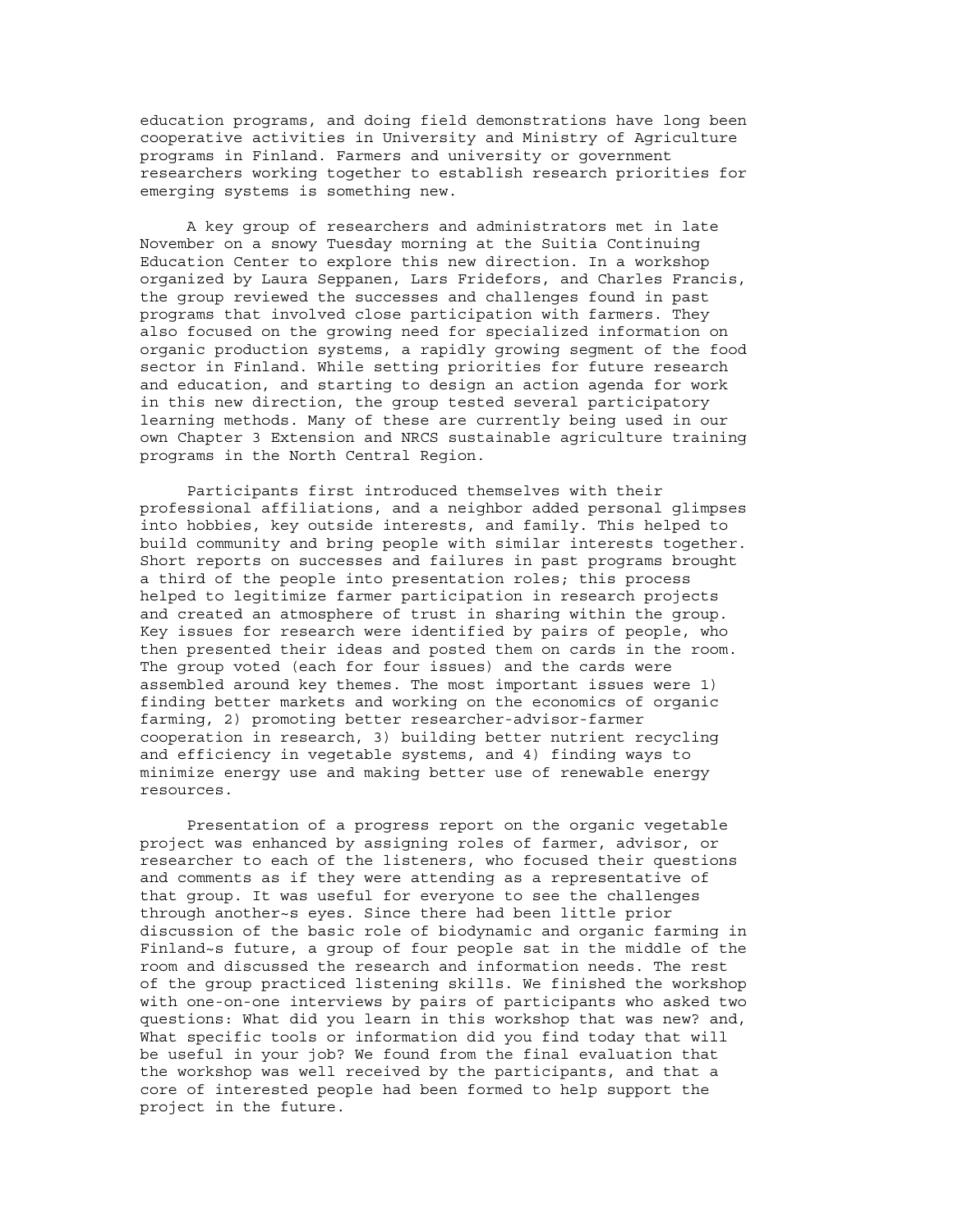education programs, and doing field demonstrations have long been cooperative activities in University and Ministry of Agriculture programs in Finland. Farmers and university or government researchers working together to establish research priorities for emerging systems is something new.

A key group of researchers and administrators met in late November on a snowy Tuesday morning at the Suitia Continuing Education Center to explore this new direction. In a workshop organized by Laura Seppanen, Lars Fridefors, and Charles Francis, the group reviewed the successes and challenges found in past programs that involved close participation with farmers. They also focused on the growing need for specialized information on organic production systems, a rapidly growing segment of the food sector in Finland. While setting priorities for future research and education, and starting to design an action agenda for work in this new direction, the group tested several participatory learning methods. Many of these are currently being used in our own Chapter 3 Extension and NRCS sustainable agriculture training programs in the North Central Region.

Participants first introduced themselves with their professional affiliations, and a neighbor added personal glimpses into hobbies, key outside interests, and family. This helped to build community and bring people with similar interests together. Short reports on successes and failures in past programs brought a third of the people into presentation roles; this process helped to legitimize farmer participation in research projects and created an atmosphere of trust in sharing within the group. Key issues for research were identified by pairs of people, who then presented their ideas and posted them on cards in the room. The group voted (each for four issues) and the cards were assembled around key themes. The most important issues were 1) finding better markets and working on the economics of organic farming, 2) promoting better researcher-advisor-farmer cooperation in research, 3) building better nutrient recycling and efficiency in vegetable systems, and 4) finding ways to minimize energy use and making better use of renewable energy resources.

Presentation of a progress report on the organic vegetable project was enhanced by assigning roles of farmer, advisor, or researcher to each of the listeners, who focused their questions and comments as if they were attending as a representative of that group. It was useful for everyone to see the challenges through another~s eyes. Since there had been little prior discussion of the basic role of biodynamic and organic farming in Finland~s future, a group of four people sat in the middle of the room and discussed the research and information needs. The rest of the group practiced listening skills. We finished the workshop with one-on-one interviews by pairs of participants who asked two questions: What did you learn in this workshop that was new? and, What specific tools or information did you find today that will be useful in your job? We found from the final evaluation that the workshop was well received by the participants, and that a core of interested people had been formed to help support the project in the future.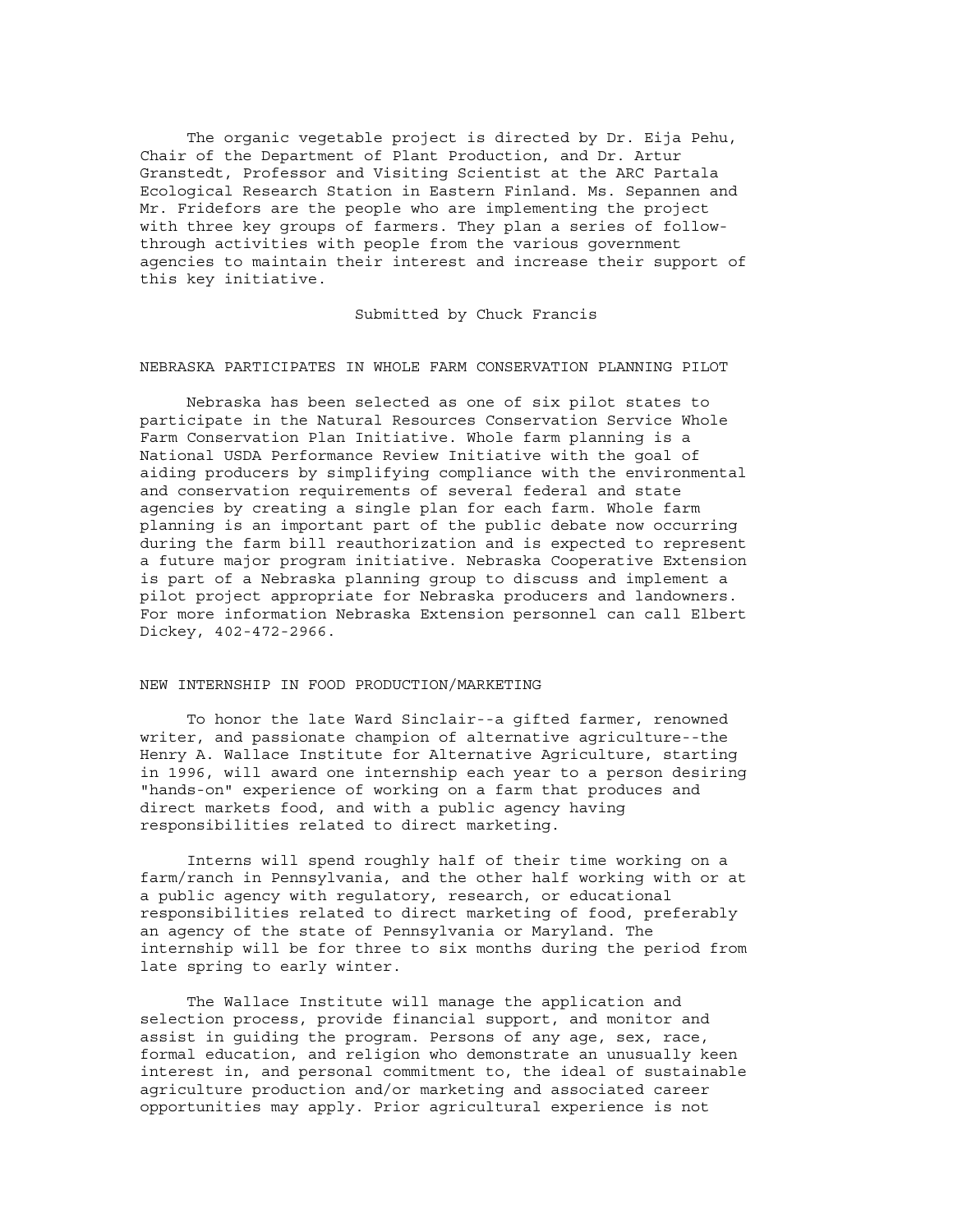The organic vegetable project is directed by Dr. Eija Pehu, Chair of the Department of Plant Production, and Dr. Artur Granstedt, Professor and Visiting Scientist at the ARC Partala Ecological Research Station in Eastern Finland. Ms. Sepannen and Mr. Fridefors are the people who are implementing the project with three key groups of farmers. They plan a series of follow-through activities with people from the various government agencies to maintain their interest and increase their support of this key initiative.

Submitted by Chuck Francis

## NEBRASKA PARTICIPATES IN WHOLE FARM CONSERVATION PLANNING PILOT

Nebraska has been selected as one of six pilot states to participate in the Natural Resources Conservation Service Whole Farm Conservation Plan Initiative. Whole farm planning is a National USDA Performance Review Initiative with the goal of aiding producers by simplifying compliance with the environmental and conservation requirements of several federal and state agencies by creating a single plan for each farm. Whole farm planning is an important part of the public debate now occurring during the farm bill reauthorization and is expected to represent a future major program initiative. Nebraska Cooperative Extension is part of a Nebraska planning group to discuss and implement a pilot project appropriate for Nebraska producers and landowners. For more information Nebraska Extension personnel can call Elbert Dickey, 402-472-2966.

## NEW INTERNSHIP IN FOOD PRODUCTION/MARKETING

To honor the late Ward Sinclair--a gifted farmer, renowned writer, and passionate champion of alternative agriculture--the Henry A. Wallace Institute for Alternative Agriculture, starting in 1996, will award one internship each year to a person desiring "hands-on" experience of working on a farm that produces and direct markets food, and with a public agency having responsibilities related to direct marketing.

Interns will spend roughly half of their time working on a farm/ranch in Pennsylvania, and the other half working with or at a public agency with regulatory, research, or educational responsibilities related to direct marketing of food, preferably an agency of the state of Pennsylvania or Maryland. The internship will be for three to six months during the period from late spring to early winter.

The Wallace Institute will manage the application and selection process, provide financial support, and monitor and assist in guiding the program. Persons of any age, sex, race, formal education, and religion who demonstrate an unusually keen interest in, and personal commitment to, the ideal of sustainable agriculture production and/or marketing and associated career opportunities may apply. Prior agricultural experience is not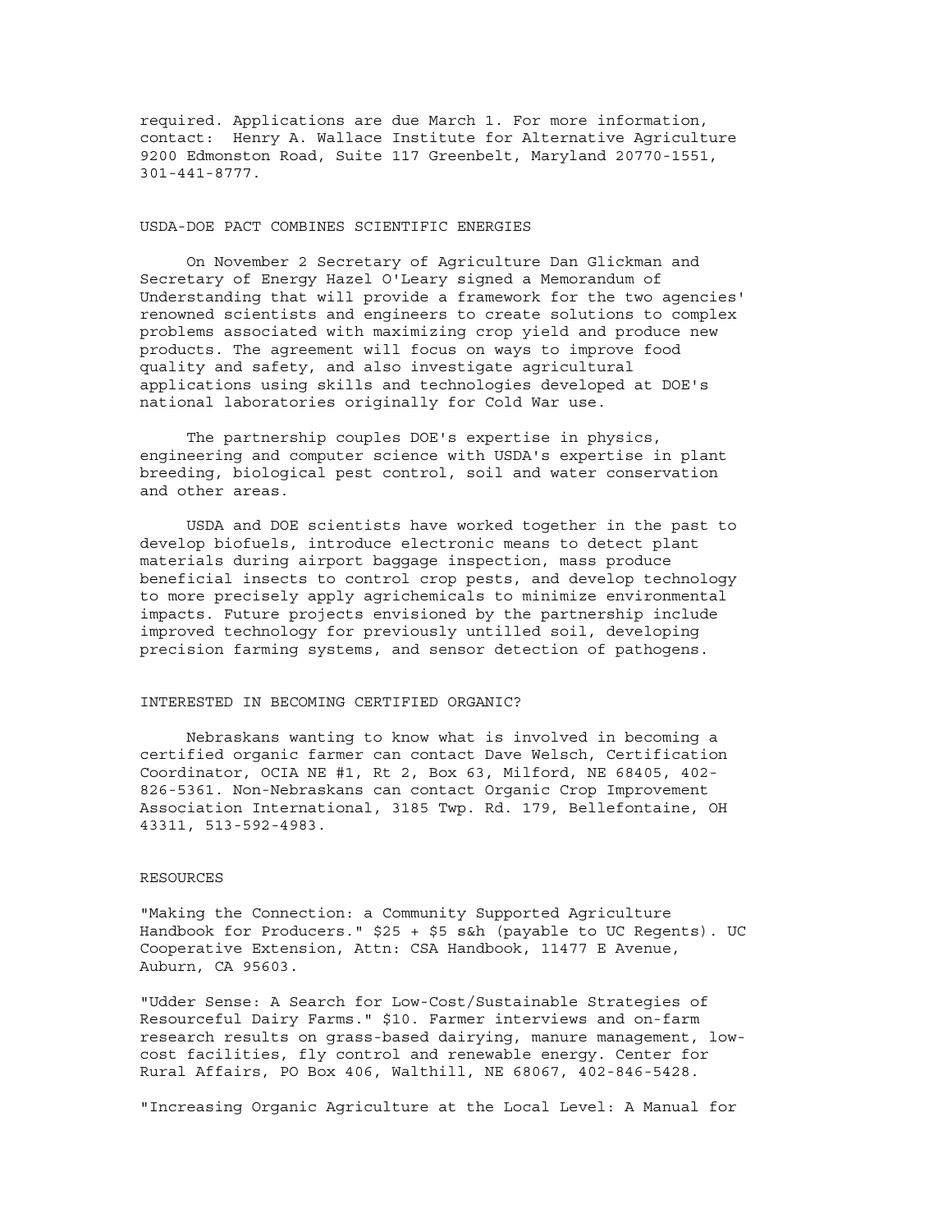required. Applications are due March 1. For more information, contact: Henry A. Wallace Institute for Alternative Agriculture 9200 Edmonston Road, Suite 117 Greenbelt, Maryland 20770-1551, 301-441-8777.

## USDA-DOE PACT COMBINES SCIENTIFIC ENERGIES

On November 2 Secretary of Agriculture Dan Glickman and Secretary of Energy Hazel O'Leary signed a Memorandum of Understanding that will provide a framework for the two agencies' renowned scientists and engineers to create solutions to complex problems associated with maximizing crop yield and produce new products. The agreement will focus on ways to improve food quality and safety, and also investigate agricultural applications using skills and technologies developed at DOE's national laboratories originally for Cold War use.

The partnership couples DOE's expertise in physics, engineering and computer science with USDA's expertise in plant breeding, biological pest control, soil and water conservation and other areas.

USDA and DOE scientists have worked together in the past to develop biofuels, introduce electronic means to detect plant materials during airport baggage inspection, mass produce beneficial insects to control crop pests, and develop technology to more precisely apply agrichemicals to minimize environmental impacts. Future projects envisioned by the partnership include improved technology for previously untilled soil, developing precision farming systems, and sensor detection of pathogens.

## INTERESTED IN BECOMING CERTIFIED ORGANIC?

Nebraskans wanting to know what is involved in becoming a certified organic farmer can contact Dave Welsch, Certification Coordinator, OCIA NE #1, Rt 2, Box 63, Milford, NE 68405, 402-826-5361. Non-Nebraskans can contact Organic Crop Improvement Association International, 3185 Twp. Rd. 179, Bellefontaine, OH 43311, 513-592-4983.

## RESOURCES

"Making the Connection: a Community Supported Agriculture Handbook for Producers." $25 + $5 s&h (payable to UC Regents). UC Cooperative Extension, Attn: CSA Handbook, 11477 E Avenue, Auburn, CA 95603.

"Udder Sense: A Search for Low-Cost/Sustainable Strategies of Resourceful Dairy Farms." $10. Farmer interviews and on-farm research results on grass-based dairying, manure management, low-cost facilities, fly control and renewable energy. Center for Rural Affairs, PO Box 406, Walthill, NE 68067, 402-846-5428.

"Increasing Organic Agriculture at the Local Level: A Manual for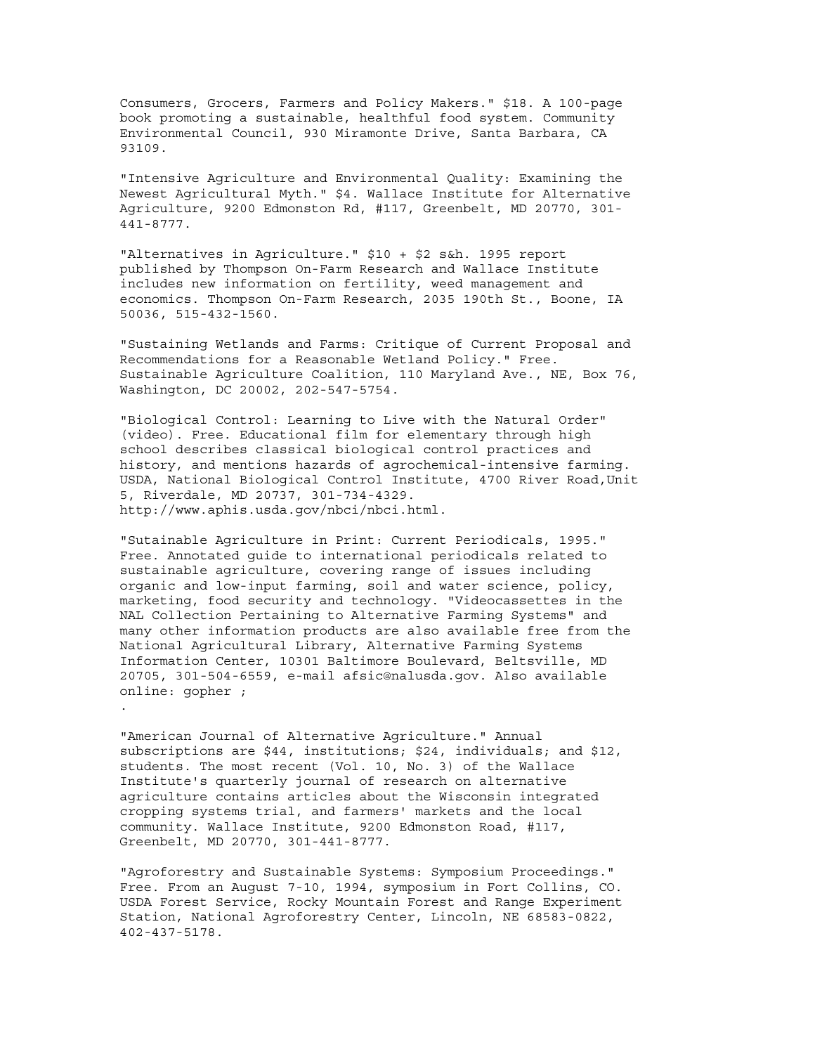Consumers, Grocers, Farmers and Policy Makers." $18. A 100-page book promoting a sustainable, healthful food system. Community Environmental Council, 930 Miramonte Drive, Santa Barbara, CA 93109.

"Intensive Agriculture and Environmental Quality: Examining the Newest Agricultural Myth." $4. Wallace Institute for Alternative Agriculture, 9200 Edmonston Rd, #117, Greenbelt, MD 20770, 301-441-8777.

"Alternatives in Agriculture." $10 + $2 s&h. 1995 report published by Thompson On-Farm Research and Wallace Institute includes new information on fertility, weed management and economics. Thompson On-Farm Research, 2035 190th St., Boone, IA 50036, 515-432-1560.

"Sustaining Wetlands and Farms: Critique of Current Proposal and Recommendations for a Reasonable Wetland Policy." Free. Sustainable Agriculture Coalition, 110 Maryland Ave., NE, Box 76, Washington, DC 20002, 202-547-5754.

"Biological Control: Learning to Live with the Natural Order" (video). Free. Educational film for elementary through high school describes classical biological control practices and history, and mentions hazards of agrochemical-intensive farming. USDA, National Biological Control Institute, 4700 River Road,Unit 5, Riverdale, MD 20737, 301-734-4329. http://www.aphis.usda.gov/nbci/nbci.html.

"Sutainable Agriculture in Print: Current Periodicals, 1995." Free. Annotated guide to international periodicals related to sustainable agriculture, covering range of issues including organic and low-input farming, soil and water science, policy, marketing, food security and technology. "Videocassettes in the NAL Collection Pertaining to Alternative Farming Systems" and many other information products are also available free from the National Agricultural Library, Alternative Farming Systems Information Center, 10301 Baltimore Boulevard, Beltsville, MD 20705, 301-504-6559, e-mail afsic@nalusda.gov. Also available online: gopher ;
.

"American Journal of Alternative Agriculture." Annual subscriptions are $44, institutions; $24, individuals; and $12, students. The most recent (Vol. 10, No. 3) of the Wallace Institute's quarterly journal of research on alternative agriculture contains articles about the Wisconsin integrated cropping systems trial, and farmers' markets and the local community. Wallace Institute, 9200 Edmonston Road, #117, Greenbelt, MD 20770, 301-441-8777.

"Agroforestry and Sustainable Systems: Symposium Proceedings." Free. From an August 7-10, 1994, symposium in Fort Collins, CO. USDA Forest Service, Rocky Mountain Forest and Range Experiment Station, National Agroforestry Center, Lincoln, NE 68583-0822, 402-437-5178.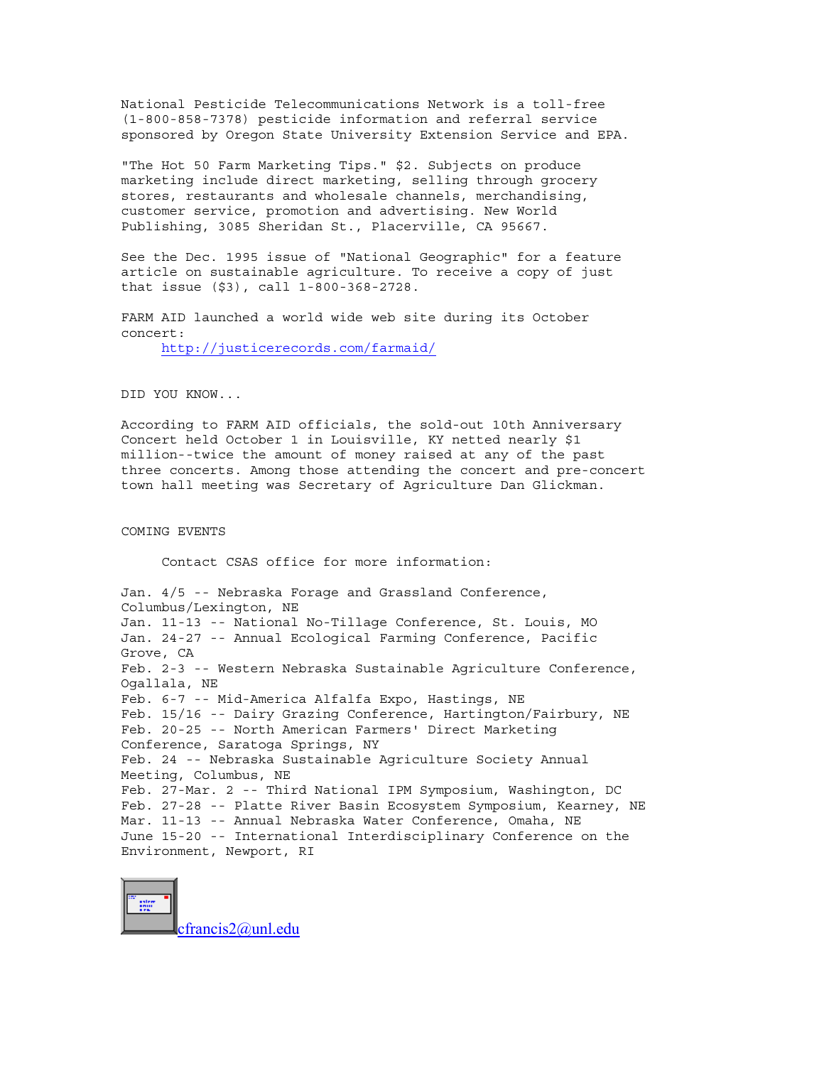National Pesticide Telecommunications Network is a toll-free (1-800-858-7378) pesticide information and referral service sponsored by Oregon State University Extension Service and EPA.

"The Hot 50 Farm Marketing Tips." $2. Subjects on produce marketing include direct marketing, selling through grocery stores, restaurants and wholesale channels, merchandising, customer service, promotion and advertising. New World Publishing, 3085 Sheridan St., Placerville, CA 95667.

See the Dec. 1995 issue of "National Geographic" for a feature article on sustainable agriculture. To receive a copy of just that issue ($3), call 1-800-368-2728.

FARM AID launched a world wide web site during its October concert:

http://justicerecords.com/farmaid/

## DID YOU KNOW...

According to FARM AID officials, the sold-out 10th Anniversary Concert held October 1 in Louisville, KY netted nearly $1 million--twice the amount of money raised at any of the past three concerts. Among those attending the concert and pre-concert town hall meeting was Secretary of Agriculture Dan Glickman.

## COMING EVENTS

Contact CSAS office for more information:

Jan. 4/5 -- Nebraska Forage and Grassland Conference, Columbus/Lexington, NE
Jan. 11-13 -- National No-Tillage Conference, St. Louis, MO
Jan. 24-27 -- Annual Ecological Farming Conference, Pacific Grove, CA
Feb. 2-3 -- Western Nebraska Sustainable Agriculture Conference, Ogallala, NE
Feb. 6-7 -- Mid-America Alfalfa Expo, Hastings, NE
Feb. 15/16 -- Dairy Grazing Conference, Hartington/Fairbury, NE
Feb. 20-25 -- North American Farmers' Direct Marketing Conference, Saratoga Springs, NY
Feb. 24 -- Nebraska Sustainable Agriculture Society Annual Meeting, Columbus, NE
Feb. 27-Mar. 2 -- Third National IPM Symposium, Washington, DC
Feb. 27-28 -- Platte River Basin Ecosystem Symposium, Kearney, NE
Mar. 11-13 -- Annual Nebraska Water Conference, Omaha, NE
June 15-20 -- International Interdisciplinary Conference on the Environment, Newport, RI

cfrancis2@unl.edu